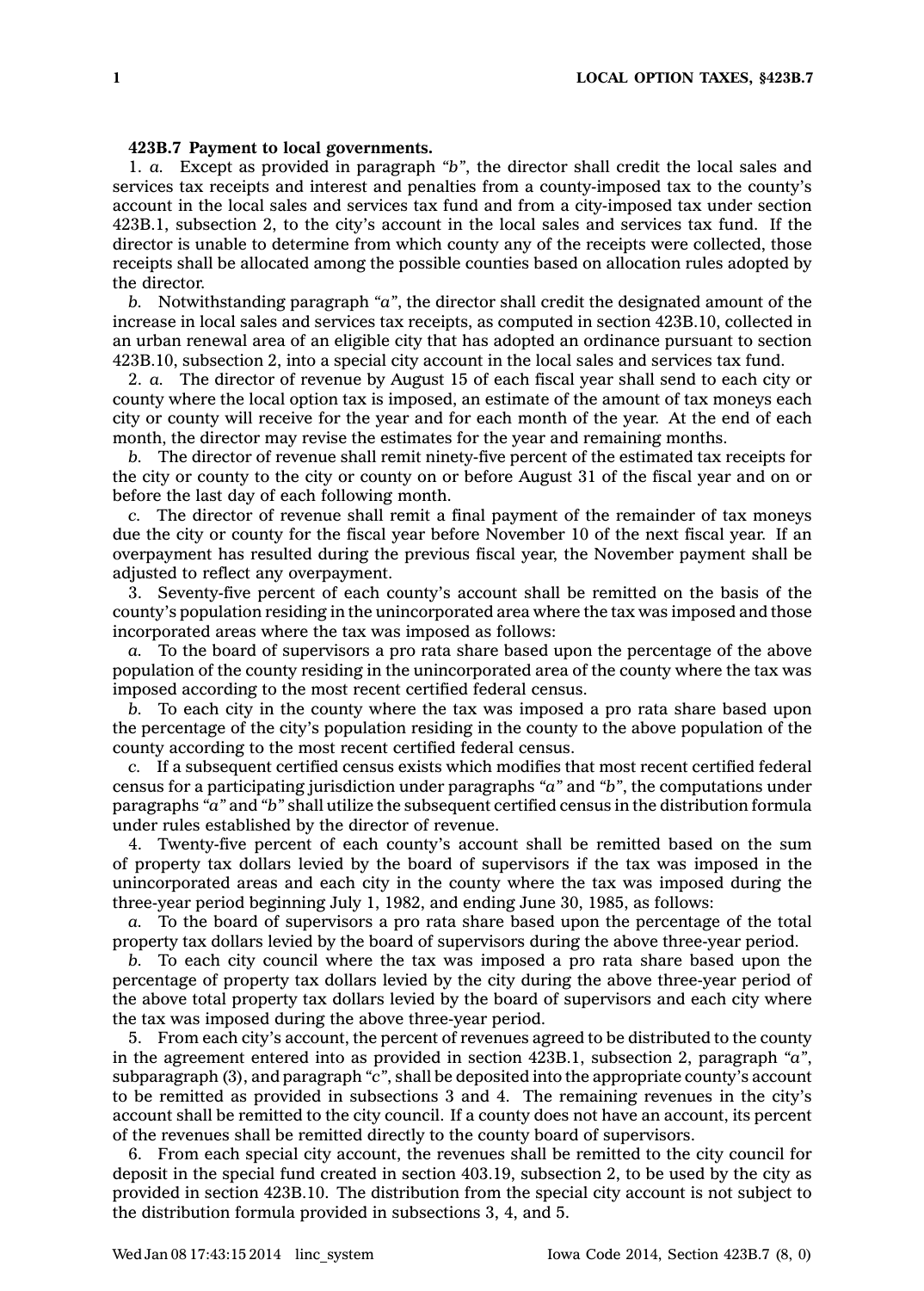**423B.7 Payment to local governments.**

1. *a.* Except as provided in paragraph *"b"*, the director shall credit the local sales and services tax receipts and interest and penalties from a county-imposed tax to the county's account in the local sales and services tax fund and from a city-imposed tax under section 423B.1, subsection 2, to the city's account in the local sales and services tax fund. If the director is unable to determine from which county any of the receipts were collected, those receipts shall be allocated among the possible counties based on allocation rules adopted by the director.

*b.* Notwithstanding paragraph *"a"*, the director shall credit the designated amount of the increase in local sales and services tax receipts, as computed in section 423B.10, collected in an urban renewal area of an eligible city that has adopted an ordinance pursuant to section 423B.10, subsection 2, into a special city account in the local sales and services tax fund.

2. *a.* The director of revenue by August 15 of each fiscal year shall send to each city or county where the local option tax is imposed, an estimate of the amount of tax moneys each city or county will receive for the year and for each month of the year. At the end of each month, the director may revise the estimates for the year and remaining months.

*b.* The director of revenue shall remit ninety-five percent of the estimated tax receipts for the city or county to the city or county on or before August 31 of the fiscal year and on or before the last day of each following month.

*c.* The director of revenue shall remit a final payment of the remainder of tax moneys due the city or county for the fiscal year before November 10 of the next fiscal year. If an overpayment has resulted during the previous fiscal year, the November payment shall be adjusted to reflect any overpayment.

3. Seventy-five percent of each county's account shall be remitted on the basis of the county's population residing in the unincorporated area where the tax was imposed and those incorporated areas where the tax was imposed as follows:

*a.* To the board of supervisors a pro rata share based upon the percentage of the above population of the county residing in the unincorporated area of the county where the tax was imposed according to the most recent certified federal census.

*b.* To each city in the county where the tax was imposed a pro rata share based upon the percentage of the city's population residing in the county to the above population of the county according to the most recent certified federal census.

*c.* If a subsequent certified census exists which modifies that most recent certified federal census for a participating jurisdiction under paragraphs *"a"* and *"b"*, the computations under paragraphs *"a"* and *"b"* shall utilize the subsequent certified census in the distribution formula under rules established by the director of revenue.

4. Twenty-five percent of each county's account shall be remitted based on the sum of property tax dollars levied by the board of supervisors if the tax was imposed in the unincorporated areas and each city in the county where the tax was imposed during the three-year period beginning July 1, 1982, and ending June 30, 1985, as follows:

*a.* To the board of supervisors a pro rata share based upon the percentage of the total property tax dollars levied by the board of supervisors during the above three-year period.

*b.* To each city council where the tax was imposed a pro rata share based upon the percentage of property tax dollars levied by the city during the above three-year period of the above total property tax dollars levied by the board of supervisors and each city where the tax was imposed during the above three-year period.

5. From each city's account, the percent of revenues agreed to be distributed to the county in the agreement entered into as provided in section 423B.1, subsection 2, paragraph *"a"*, subparagraph (3), and paragraph *"c"*, shall be deposited into the appropriate county's account to be remitted as provided in subsections 3 and 4. The remaining revenues in the city's account shall be remitted to the city council. If a county does not have an account, its percent of the revenues shall be remitted directly to the county board of supervisors.

6. From each special city account, the revenues shall be remitted to the city council for deposit in the special fund created in section 403.19, subsection 2, to be used by the city as provided in section 423B.10. The distribution from the special city account is not subject to the distribution formula provided in subsections 3, 4, and 5.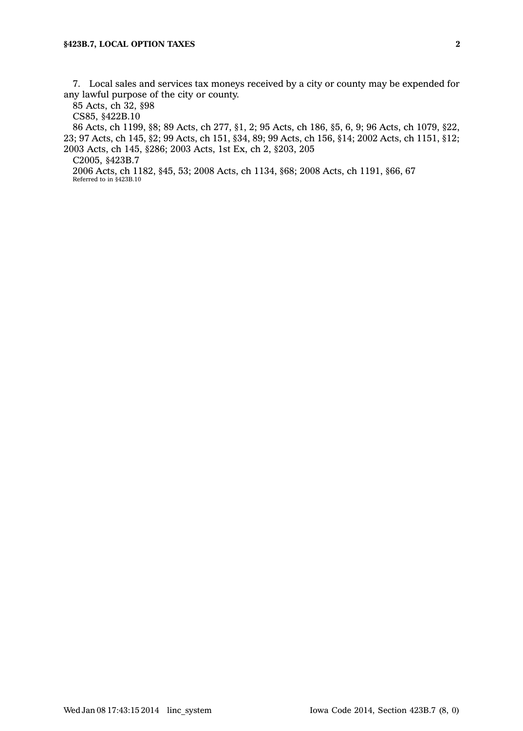7. Local sales and services tax moneys received by a city or county may be expended for any lawful purpose of the city or county.

85 Acts, ch 32, §98

CS85, §422B.10

86 Acts, ch 1199, §8; 89 Acts, ch 277, §1, 2; 95 Acts, ch 186, §5, 6, 9; 96 Acts, ch 1079, §22, 23; 97 Acts, ch 145, §2; 99 Acts, ch 151, §34, 89; 99 Acts, ch 156, §14; 2002 Acts, ch 1151, §12; 2003 Acts, ch 145, §286; 2003 Acts, 1st Ex, ch 2, §203, 205

C2005, §423B.7

2006 Acts, ch 1182, §45, 53; 2008 Acts, ch 1134, §68; 2008 Acts, ch 1191, §66, 67

Referred to in §423B.10